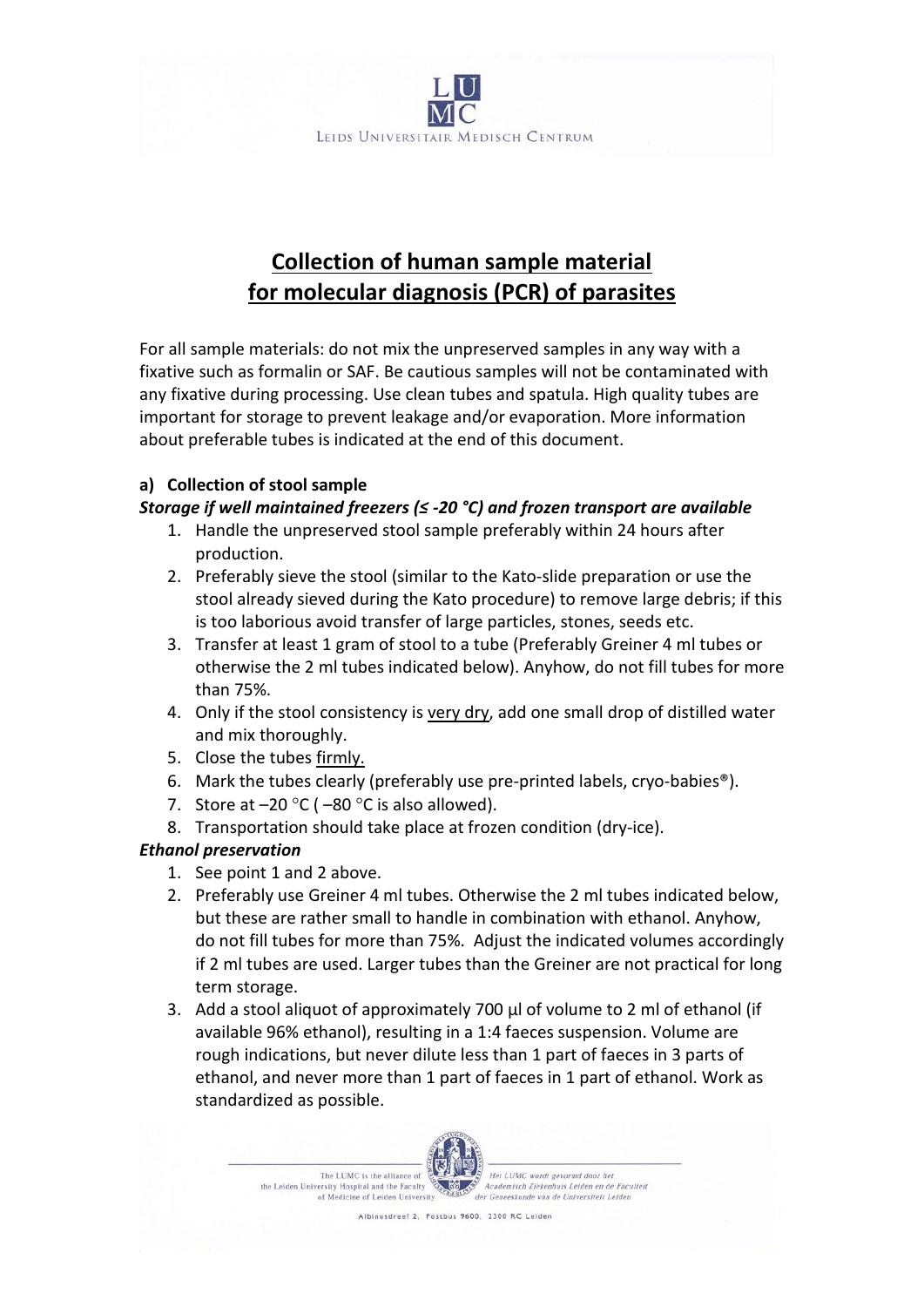# Collection of human sample material for molecular diagnosis (PCR) of parasites

For all sample materials: do not mix the unpreserved samples in any way with a fixative such as formalin or SAF. Be cautious samples will not be contaminated with any fixative during processing. Use clean tubes and spatula. High quality tubes are important for storage to prevent leakage and/or evaporation. More information about preferable tubes is indicated at the end of this document.

## a) Collection of stool sample

***Storage if well maintained freezers (≤ -20 °C) and frozen transport are available***

1. Handle the unpreserved stool sample preferably within 24 hours after production.
2. Preferably sieve the stool (similar to the Kato-slide preparation or use the stool already sieved during the Kato procedure) to remove large debris; if this is too laborious avoid transfer of large particles, stones, seeds etc.
3. Transfer at least 1 gram of stool to a tube (Preferably Greiner 4 ml tubes or otherwise the 2 ml tubes indicated below). Anyhow, do not fill tubes for more than 75%.
4. Only if the stool consistency is <u>very dry</u>, add one small drop of distilled water and mix thoroughly.
5. Close the tubes <u>firmly.</u>
6. Mark the tubes clearly (preferably use pre-printed labels, cryo-babies®).
7. Store at –20 °C ( –80 °C is also allowed).
8. Transportation should take place at frozen condition (dry-ice).

***Ethanol preservation***

1. See point 1 and 2 above.
2. Preferably use Greiner 4 ml tubes. Otherwise the 2 ml tubes indicated below, but these are rather small to handle in combination with ethanol. Anyhow, do not fill tubes for more than 75%. Adjust the indicated volumes accordingly if 2 ml tubes are used. Larger tubes than the Greiner are not practical for long term storage.
3. Add a stool aliquot of approximately 700 µl of volume to 2 ml of ethanol (if available 96% ethanol), resulting in a 1:4 faeces suspension. Volume are rough indications, but never dilute less than 1 part of faeces in 3 parts of ethanol, and never more than 1 part of faeces in 1 part of ethanol. Work as standardized as possible.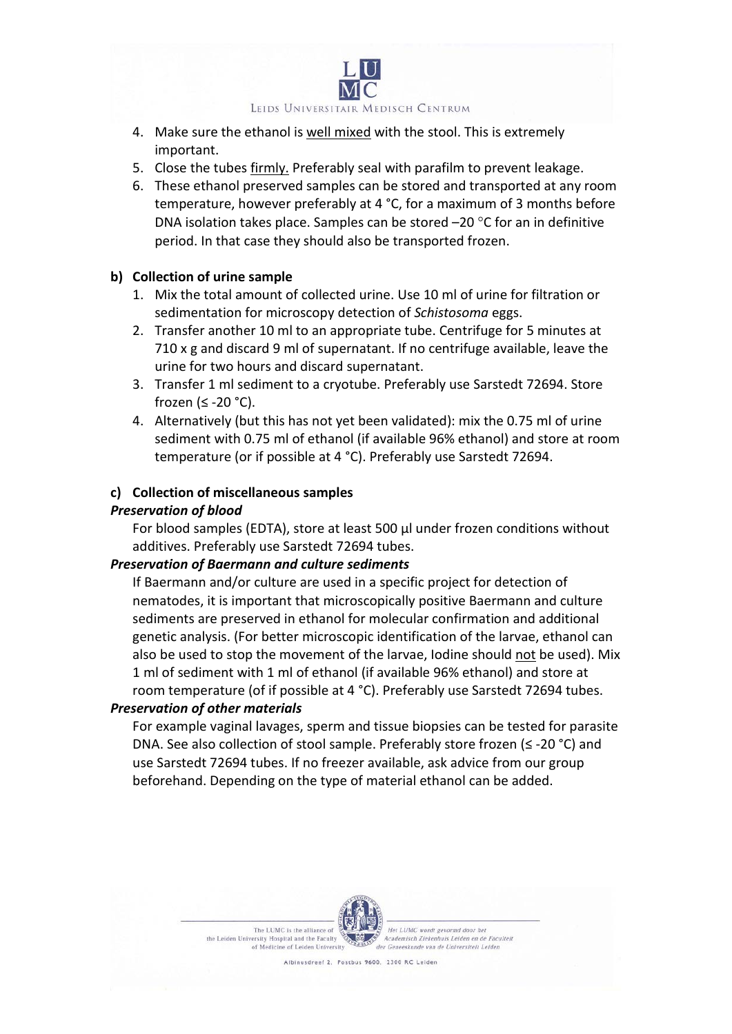4. Make sure the ethanol is well mixed with the stool. This is extremely important.
5. Close the tubes firmly. Preferably seal with parafilm to prevent leakage.
6. These ethanol preserved samples can be stored and transported at any room temperature, however preferably at 4 °C, for a maximum of 3 months before DNA isolation takes place. Samples can be stored –20 °C for an in definitive period. In that case they should also be transported frozen.

**b) Collection of urine sample**

1. Mix the total amount of collected urine. Use 10 ml of urine for filtration or sedimentation for microscopy detection of *Schistosoma* eggs.
2. Transfer another 10 ml to an appropriate tube. Centrifuge for 5 minutes at 710 x g and discard 9 ml of supernatant. If no centrifuge available, leave the urine for two hours and discard supernatant.
3. Transfer 1 ml sediment to a cryotube. Preferably use Sarstedt 72694. Store frozen (≤ -20 °C).
4. Alternatively (but this has not yet been validated): mix the 0.75 ml of urine sediment with 0.75 ml of ethanol (if available 96% ethanol) and store at room temperature (or if possible at 4 °C). Preferably use Sarstedt 72694.

**c) Collection of miscellaneous samples**

***Preservation of blood***

For blood samples (EDTA), store at least 500 µl under frozen conditions without additives. Preferably use Sarstedt 72694 tubes.

***Preservation of Baermann and culture sediments***

If Baermann and/or culture are used in a specific project for detection of nematodes, it is important that microscopically positive Baermann and culture sediments are preserved in ethanol for molecular confirmation and additional genetic analysis. (For better microscopic identification of the larvae, ethanol can also be used to stop the movement of the larvae, Iodine should not be used). Mix 1 ml of sediment with 1 ml of ethanol (if available 96% ethanol) and store at room temperature (of if possible at 4 °C). Preferably use Sarstedt 72694 tubes.

***Preservation of other materials***

For example vaginal lavages, sperm and tissue biopsies can be tested for parasite DNA. See also collection of stool sample. Preferably store frozen (≤ -20 °C) and use Sarstedt 72694 tubes. If no freezer available, ask advice from our group beforehand. Depending on the type of material ethanol can be added.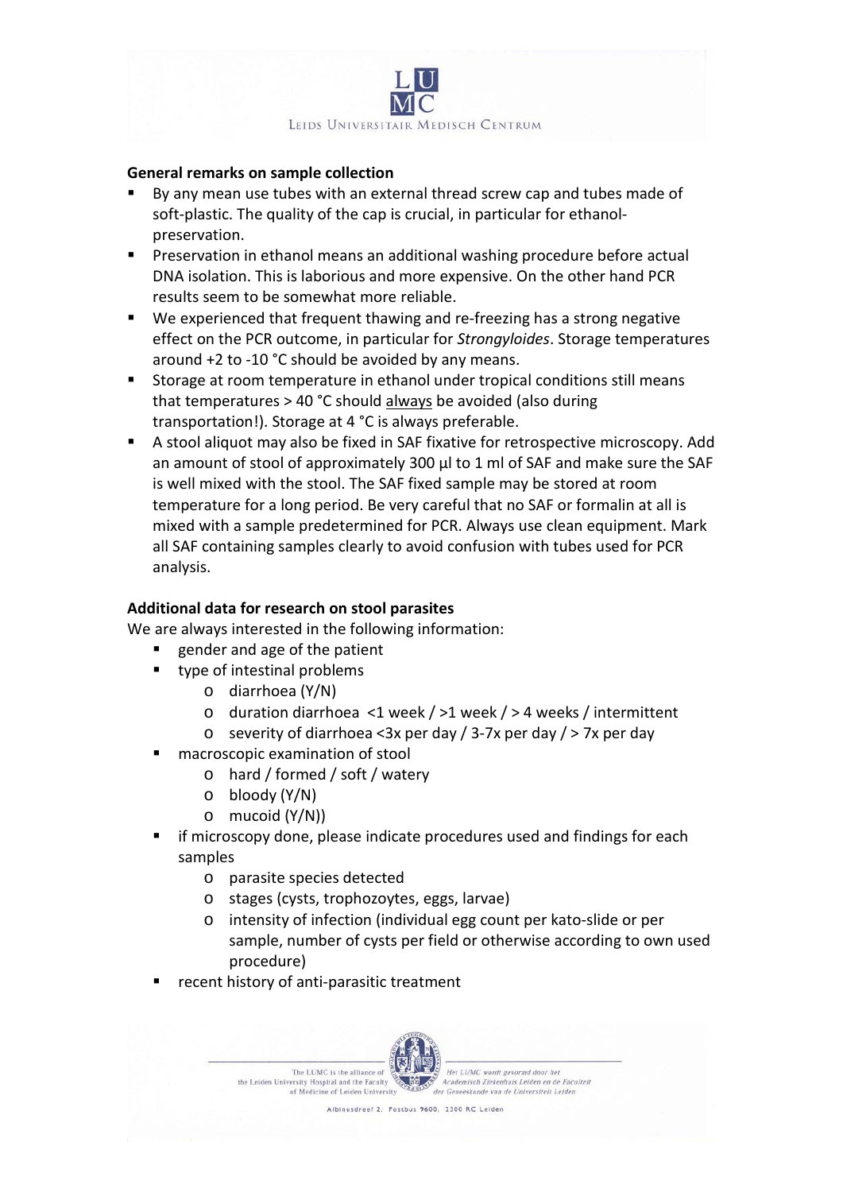## General remarks on sample collection

- By any mean use tubes with an external thread screw cap and tubes made of soft-plastic. The quality of the cap is crucial, in particular for ethanol-preservation.
- Preservation in ethanol means an additional washing procedure before actual DNA isolation. This is laborious and more expensive. On the other hand PCR results seem to be somewhat more reliable.
- We experienced that frequent thawing and re-freezing has a strong negative effect on the PCR outcome, in particular for *Strongyloides*. Storage temperatures around +2 to -10 °C should be avoided by any means.
- Storage at room temperature in ethanol under tropical conditions still means that temperatures > 40 °C should <u>always</u> be avoided (also during transportation!). Storage at 4 °C is always preferable.
- A stool aliquot may also be fixed in SAF fixative for retrospective microscopy. Add an amount of stool of approximately 300 µl to 1 ml of SAF and make sure the SAF is well mixed with the stool. The SAF fixed sample may be stored at room temperature for a long period. Be very careful that no SAF or formalin at all is mixed with a sample predetermined for PCR. Always use clean equipment. Mark all SAF containing samples clearly to avoid confusion with tubes used for PCR analysis.

## Additional data for research on stool parasites

We are always interested in the following information:

- gender and age of the patient
- type of intestinal problems
  - diarrhoea (Y/N)
  - duration diarrhoea <1 week / >1 week / > 4 weeks / intermittent
  - severity of diarrhoea <3x per day / 3-7x per day / > 7x per day
- macroscopic examination of stool
  - hard / formed / soft / watery
  - bloody (Y/N)
  - mucoid (Y/N))
- if microscopy done, please indicate procedures used and findings for each samples
  - parasite species detected
  - stages (cysts, trophozoytes, eggs, larvae)
  - intensity of infection (individual egg count per kato-slide or per sample, number of cysts per field or otherwise according to own used procedure)
- recent history of anti-parasitic treatment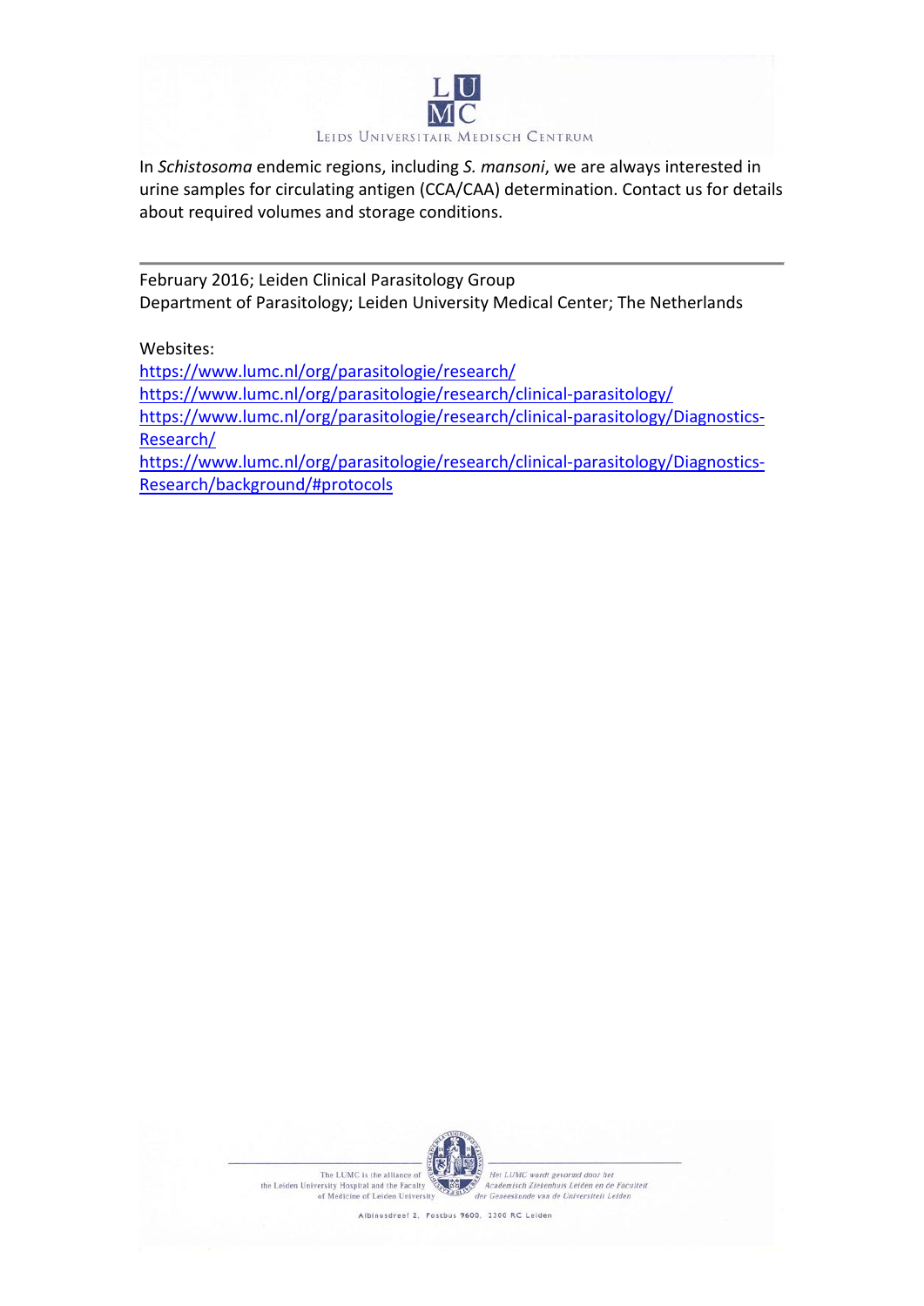In *Schistosoma* endemic regions, including *S. mansoni*, we are always interested in urine samples for circulating antigen (CCA/CAA) determination. Contact us for details about required volumes and storage conditions.

---

February 2016; Leiden Clinical Parasitology Group
Department of Parasitology; Leiden University Medical Center; The Netherlands

Websites:
https://www.lumc.nl/org/parasitologie/research/
https://www.lumc.nl/org/parasitologie/research/clinical-parasitology/
https://www.lumc.nl/org/parasitologie/research/clinical-parasitology/Diagnostics-Research/
https://www.lumc.nl/org/parasitologie/research/clinical-parasitology/Diagnostics-Research/background/#protocols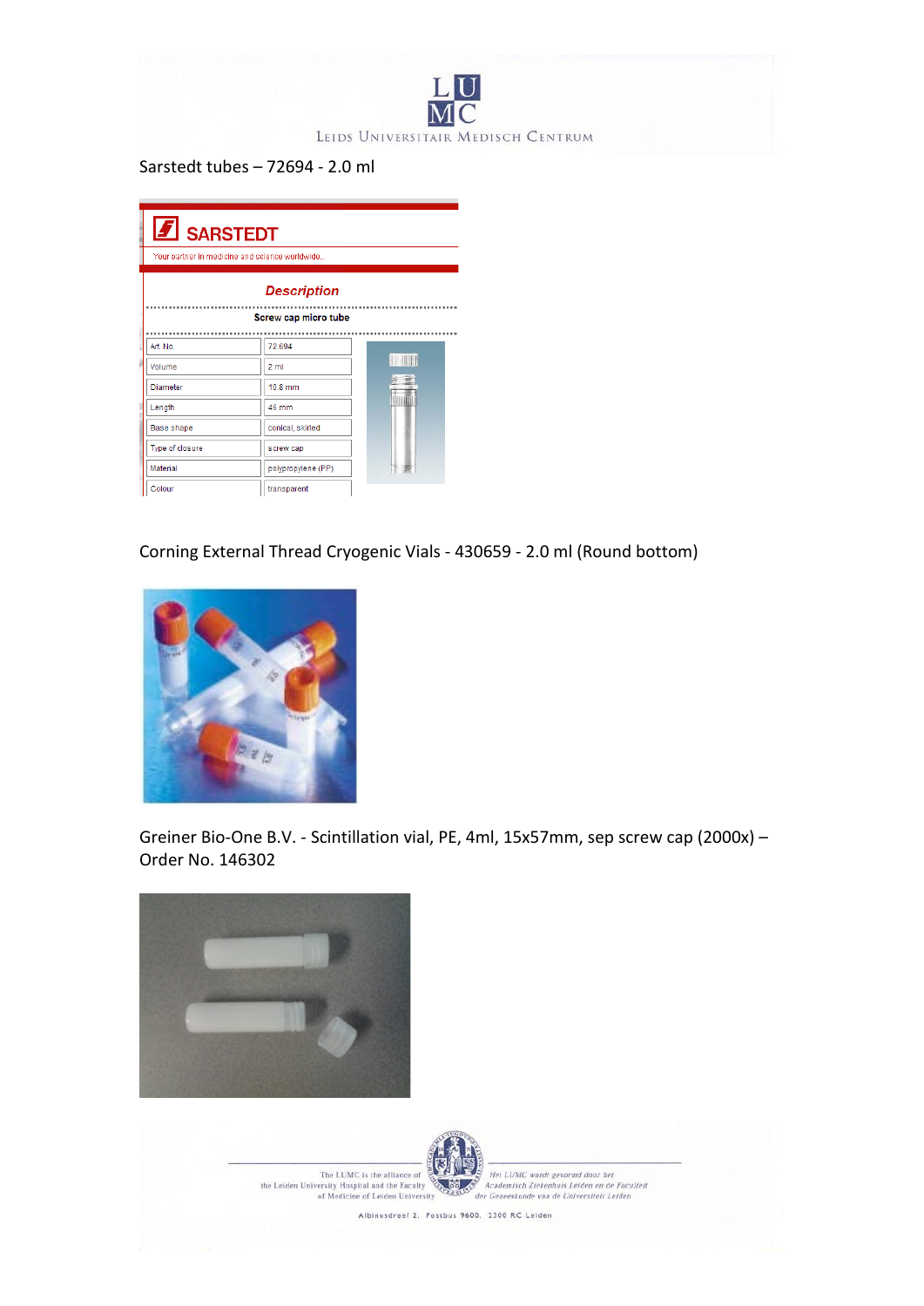Sarstedt tubes – 72694 - 2.0 ml

SARSTEDT

Your partner in medicine and science worldwide...

*Description*

**Screw cap micro tube**

| | |
|---|---|
| Art. No. | 72.694 |
| Volume | 2 ml |
| Diameter | 10.8 mm |
| Length | 46 mm |
| Base shape | conical, skirted |
| Type of closure | screw cap |
| Material | polypropylene (PP) |
| Colour | transparent |

Corning External Thread Cryogenic Vials - 430659 - 2.0 ml (Round bottom)

Greiner Bio-One B.V. - Scintillation vial, PE, 4ml, 15x57mm, sep screw cap (2000x) – Order No. 146302